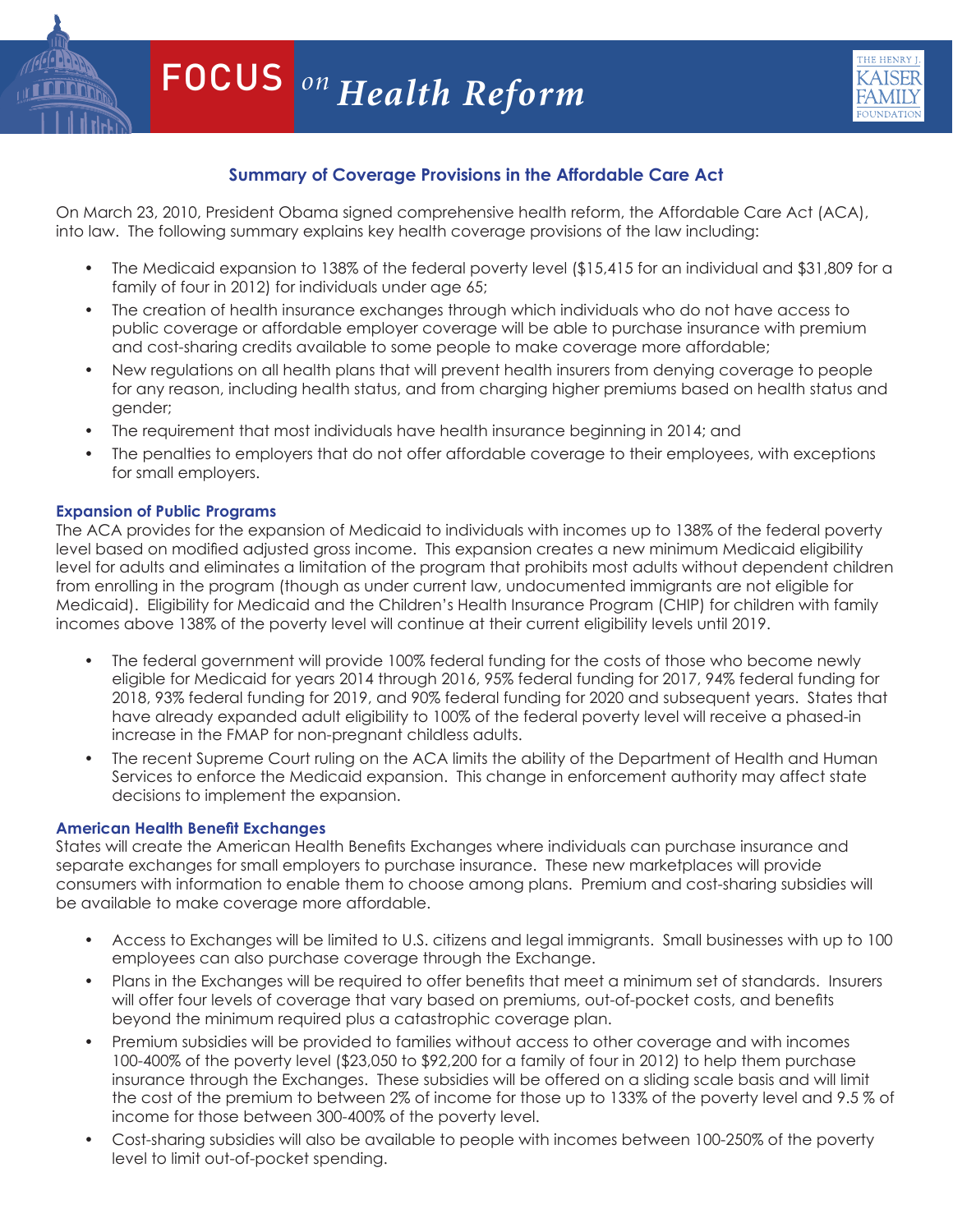# FOCUS *on Health Reform*

## Summary of Coverage Provisions in the Affordable Care Act

On March 23, 2010, President Obama signed comprehensive health reform, the Affordable Care Act (ACA), into law. The following summary explains key health coverage provisions of the law including:

- The Medicaid expansion to 138% of the federal poverty level ($15,415 for an individual and $31,809 for a family of four in 2012) for individuals under age 65;
- The creation of health insurance exchanges through which individuals who do not have access to public coverage or affordable employer coverage will be able to purchase insurance with premium and cost-sharing credits available to some people to make coverage more affordable;
- New regulations on all health plans that will prevent health insurers from denying coverage to people for any reason, including health status, and from charging higher premiums based on health status and gender;
- The requirement that most individuals have health insurance beginning in 2014; and
- The penalties to employers that do not offer affordable coverage to their employees, with exceptions for small employers.

### Expansion of Public Programs

The ACA provides for the expansion of Medicaid to individuals with incomes up to 138% of the federal poverty level based on modified adjusted gross income. This expansion creates a new minimum Medicaid eligibility level for adults and eliminates a limitation of the program that prohibits most adults without dependent children from enrolling in the program (though as under current law, undocumented immigrants are not eligible for Medicaid). Eligibility for Medicaid and the Children's Health Insurance Program (CHIP) for children with family incomes above 138% of the poverty level will continue at their current eligibility levels until 2019.

- The federal government will provide 100% federal funding for the costs of those who become newly eligible for Medicaid for years 2014 through 2016, 95% federal funding for 2017, 94% federal funding for 2018, 93% federal funding for 2019, and 90% federal funding for 2020 and subsequent years. States that have already expanded adult eligibility to 100% of the federal poverty level will receive a phased-in increase in the FMAP for non-pregnant childless adults.
- The recent Supreme Court ruling on the ACA limits the ability of the Department of Health and Human Services to enforce the Medicaid expansion. This change in enforcement authority may affect state decisions to implement the expansion.

### American Health Benefit Exchanges

States will create the American Health Benefits Exchanges where individuals can purchase insurance and separate exchanges for small employers to purchase insurance. These new marketplaces will provide consumers with information to enable them to choose among plans. Premium and cost-sharing subsidies will be available to make coverage more affordable.

- Access to Exchanges will be limited to U.S. citizens and legal immigrants. Small businesses with up to 100 employees can also purchase coverage through the Exchange.
- Plans in the Exchanges will be required to offer benefits that meet a minimum set of standards. Insurers will offer four levels of coverage that vary based on premiums, out-of-pocket costs, and benefits beyond the minimum required plus a catastrophic coverage plan.
- Premium subsidies will be provided to families without access to other coverage and with incomes 100-400% of the poverty level ($23,050 to $92,200 for a family of four in 2012) to help them purchase insurance through the Exchanges. These subsidies will be offered on a sliding scale basis and will limit the cost of the premium to between 2% of income for those up to 133% of the poverty level and 9.5 % of income for those between 300-400% of the poverty level.
- Cost-sharing subsidies will also be available to people with incomes between 100-250% of the poverty level to limit out-of-pocket spending.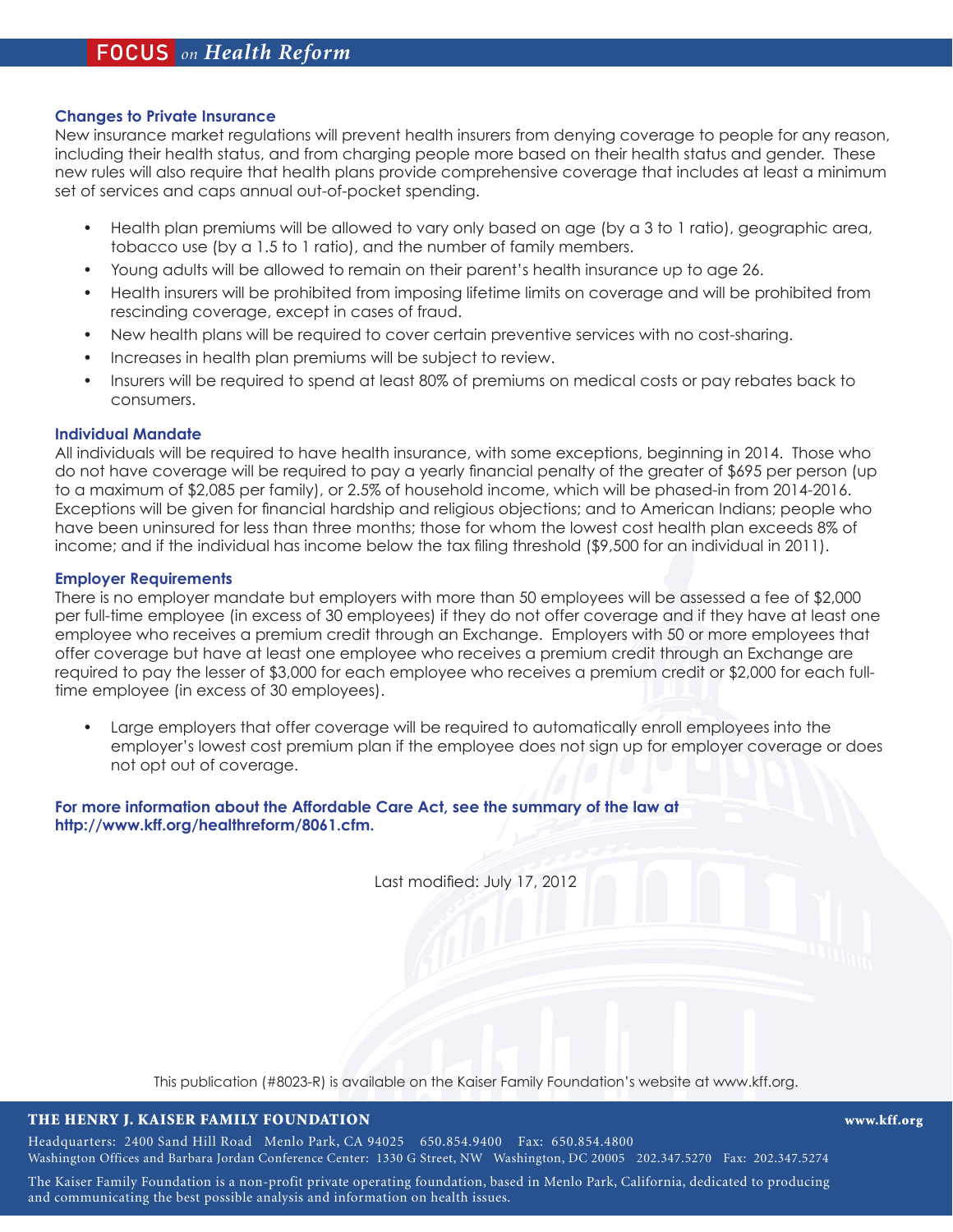### Changes to Private Insurance

New insurance market regulations will prevent health insurers from denying coverage to people for any reason, including their health status, and from charging people more based on their health status and gender. These new rules will also require that health plans provide comprehensive coverage that includes at least a minimum set of services and caps annual out-of-pocket spending.

- Health plan premiums will be allowed to vary only based on age (by a 3 to 1 ratio), geographic area, tobacco use (by a 1.5 to 1 ratio), and the number of family members.
- Young adults will be allowed to remain on their parent's health insurance up to age 26.
- Health insurers will be prohibited from imposing lifetime limits on coverage and will be prohibited from rescinding coverage, except in cases of fraud.
- New health plans will be required to cover certain preventive services with no cost-sharing.
- Increases in health plan premiums will be subject to review.
- Insurers will be required to spend at least 80% of premiums on medical costs or pay rebates back to consumers.

### Individual Mandate

All individuals will be required to have health insurance, with some exceptions, beginning in 2014. Those who do not have coverage will be required to pay a yearly financial penalty of the greater of $695 per person (up to a maximum of $2,085 per family), or 2.5% of household income, which will be phased-in from 2014-2016. Exceptions will be given for financial hardship and religious objections; and to American Indians; people who have been uninsured for less than three months; those for whom the lowest cost health plan exceeds 8% of income; and if the individual has income below the tax filing threshold ($9,500 for an individual in 2011).

### Employer Requirements

There is no employer mandate but employers with more than 50 employees will be assessed a fee of $2,000 per full-time employee (in excess of 30 employees) if they do not offer coverage and if they have at least one employee who receives a premium credit through an Exchange. Employers with 50 or more employees that offer coverage but have at least one employee who receives a premium credit through an Exchange are required to pay the lesser of $3,000 for each employee who receives a premium credit or $2,000 for each full-time employee (in excess of 30 employees).

- Large employers that offer coverage will be required to automatically enroll employees into the employer's lowest cost premium plan if the employee does not sign up for employer coverage or does not opt out of coverage.

**For more information about the Affordable Care Act, see the summary of the law at http://www.kff.org/healthreform/8061.cfm.**

Last modified: July 17, 2012

This publication (#8023-R) is available on the Kaiser Family Foundation's website at www.kff.org.

**THE HENRY J. KAISER FAMILY FOUNDATION** **www.kff.org**

Headquarters: 2400 Sand Hill Road Menlo Park, CA 94025 650.854.9400 Fax: 650.854.4800
Washington Offices and Barbara Jordan Conference Center: 1330 G Street, NW Washington, DC 20005 202.347.5270 Fax: 202.347.5274

The Kaiser Family Foundation is a non-profit private operating foundation, based in Menlo Park, California, dedicated to producing and communicating the best possible analysis and information on health issues.